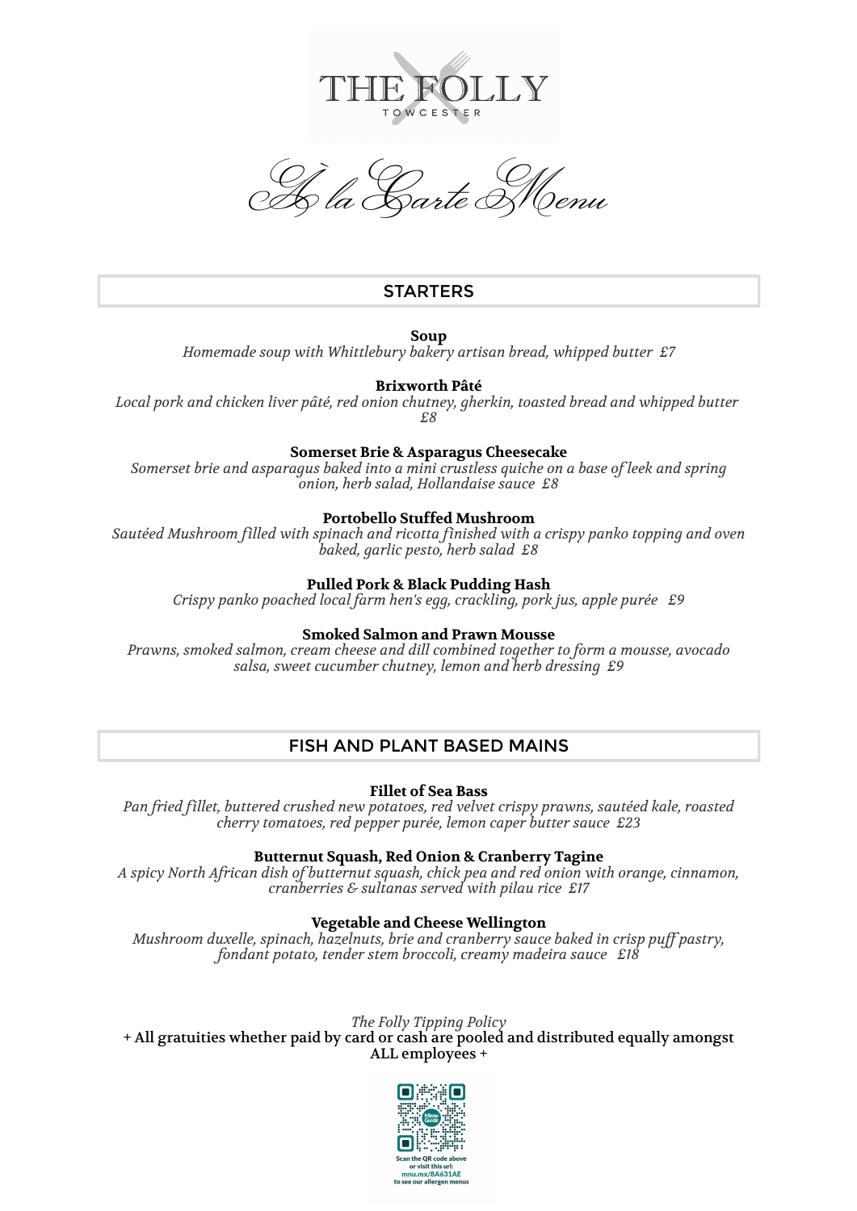# THE FOLLY

TOWCESTER

## À la Carte Menu

## STARTERS

**Soup**
*Homemade soup with Whittlebury bakery artisan bread, whipped butter £7*

**Brixworth Pâté**
*Local pork and chicken liver pâté, red onion chutney, gherkin, toasted bread and whipped butter £8*

**Somerset Brie & Asparagus Cheesecake**
*Somerset brie and asparagus baked into a mini crustless quiche on a base of leek and spring onion, herb salad, Hollandaise sauce £8*

**Portobello Stuffed Mushroom**
*Sautéed Mushroom filled with spinach and ricotta finished with a crispy panko topping and oven baked, garlic pesto, herb salad £8*

**Pulled Pork & Black Pudding Hash**
*Crispy panko poached local farm hen's egg, crackling, pork jus, apple purée £9*

**Smoked Salmon and Prawn Mousse**
*Prawns, smoked salmon, cream cheese and dill combined together to form a mousse, avocado salsa, sweet cucumber chutney, lemon and herb dressing £9*

## FISH AND PLANT BASED MAINS

**Fillet of Sea Bass**
*Pan fried fillet, buttered crushed new potatoes, red velvet crispy prawns, sautéed kale, roasted cherry tomatoes, red pepper purée, lemon caper butter sauce £23*

**Butternut Squash, Red Onion & Cranberry Tagine**
*A spicy North African dish of butternut squash, chick pea and red onion with orange, cinnamon, cranberries & sultanas served with pilau rice £17*

**Vegetable and Cheese Wellington**
*Mushroom duxelle, spinach, hazelnuts, brie and cranberry sauce baked in crisp puff pastry, fondant potato, tender stem broccoli, creamy madeira sauce £18*

*The Folly Tipping Policy*
+ All gratuities whether paid by card or cash are pooled and distributed equally amongst ALL employees +

Scan the QR code above or visit this url: mnu.mx/8A631AE to see our allergen menus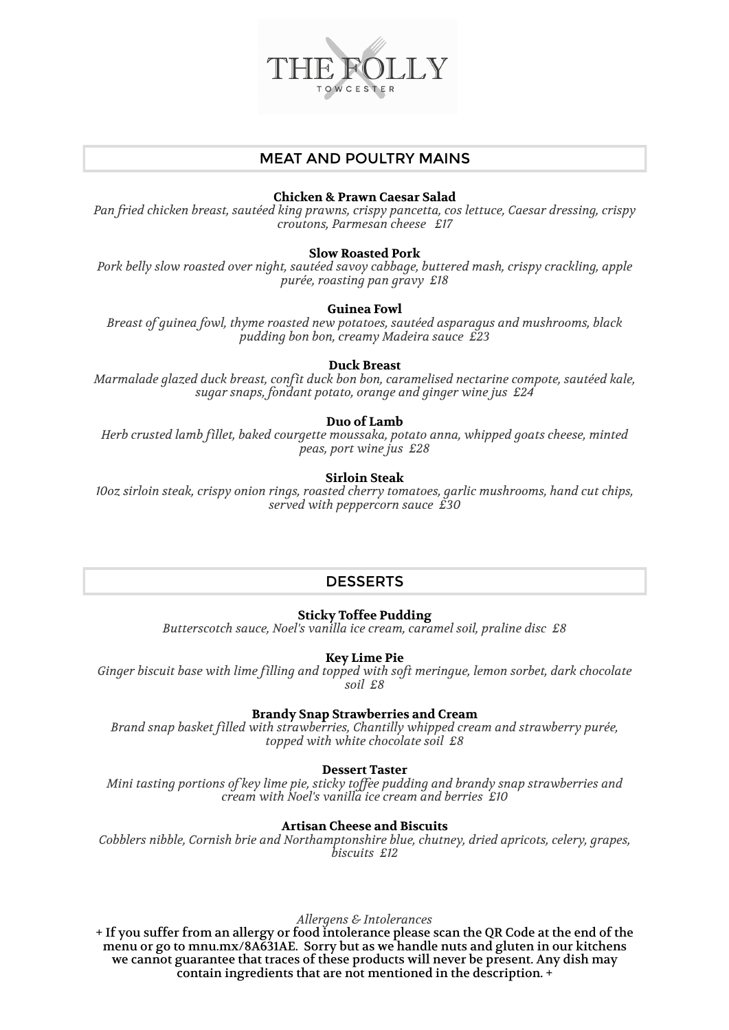# THE FOLLY
TOWCESTER

## MEAT AND POULTRY MAINS

**Chicken & Prawn Caesar Salad**
*Pan fried chicken breast, sautéed king prawns, crispy pancetta, cos lettuce, Caesar dressing, crispy croutons, Parmesan cheese £17*

**Slow Roasted Pork**
*Pork belly slow roasted over night, sautéed savoy cabbage, buttered mash, crispy crackling, apple purée, roasting pan gravy £18*

**Guinea Fowl**
*Breast of guinea fowl, thyme roasted new potatoes, sautéed asparagus and mushrooms, black pudding bon bon, creamy Madeira sauce £23*

**Duck Breast**
*Marmalade glazed duck breast, confit duck bon bon, caramelised nectarine compote, sautéed kale, sugar snaps, fondant potato, orange and ginger wine jus £24*

**Duo of Lamb**
*Herb crusted lamb fillet, baked courgette moussaka, potato anna, whipped goats cheese, minted peas, port wine jus £28*

**Sirloin Steak**
*10oz sirloin steak, crispy onion rings, roasted cherry tomatoes, garlic mushrooms, hand cut chips, served with peppercorn sauce £30*

## DESSERTS

**Sticky Toffee Pudding**
*Butterscotch sauce, Noel's vanilla ice cream, caramel soil, praline disc £8*

**Key Lime Pie**
*Ginger biscuit base with lime filling and topped with soft meringue, lemon sorbet, dark chocolate soil £8*

**Brandy Snap Strawberries and Cream**
*Brand snap basket filled with strawberries, Chantilly whipped cream and strawberry purée, topped with white chocolate soil £8*

**Dessert Taster**
*Mini tasting portions of key lime pie, sticky toffee pudding and brandy snap strawberries and cream with Noel's vanilla ice cream and berries £10*

**Artisan Cheese and Biscuits**
*Cobblers nibble, Cornish brie and Northamptonshire blue, chutney, dried apricots, celery, grapes, biscuits £12*

*Allergens & Intolerances*
+ If you suffer from an allergy or food intolerance please scan the QR Code at the end of the menu or go to mnu.mx/8A631AE. Sorry but as we handle nuts and gluten in our kitchens we cannot guarantee that traces of these products will never be present. Any dish may contain ingredients that are not mentioned in the description. +